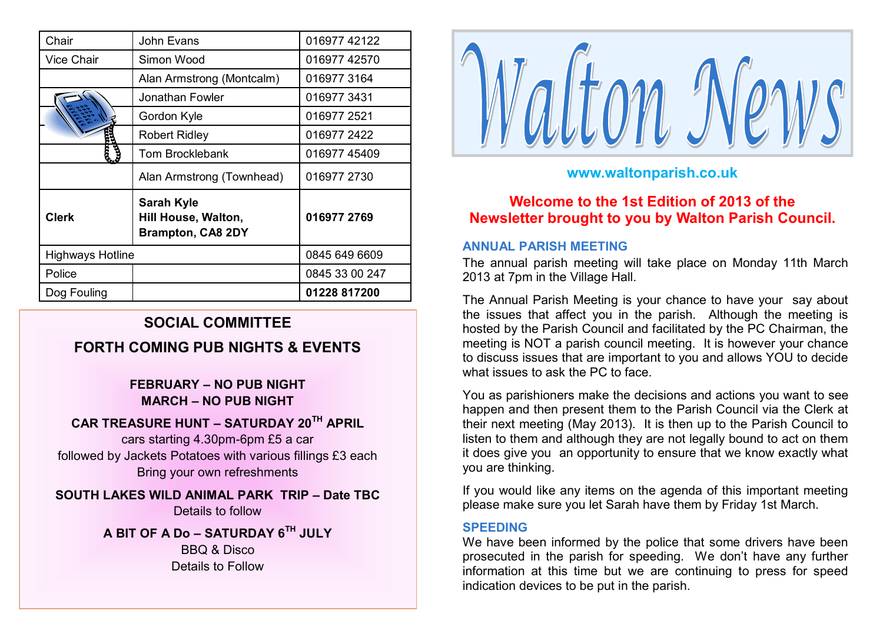| Chair | John Evans | 016977 42122 |
|---|---|---|
| Vice Chair | Simon Wood | 016977 42570 |
| | Alan Armstrong (Montcalm) | 016977 3164 |
| | Jonathan Fowler | 016977 3431 |
| | Gordon Kyle | 016977 2521 |
| | Robert Ridley | 016977 2422 |
| | Tom Brocklebank | 016977 45409 |
| | Alan Armstrong (Townhead) | 016977 2730 |
| **Clerk** | **Sarah Kyle Hill House, Walton, Brampton, CA8 2DY** | **016977 2769** |
| Highways Hotline | | 0845 649 6609 |
| Police | | 0845 33 00 247 |
| Dog Fouling | | **01228 817200** |

## SOCIAL COMMITTEE

## FORTH COMING PUB NIGHTS & EVENTS

**FEBRUARY – NO PUB NIGHT**
**MARCH – NO PUB NIGHT**

**CAR TREASURE HUNT – SATURDAY 20TH APRIL**
cars starting 4.30pm-6pm £5 a car
followed by Jackets Potatoes with various fillings £3 each
Bring your own refreshments

**SOUTH LAKES WILD ANIMAL PARK TRIP – Date TBC**
Details to follow

**A BIT OF A Do – SATURDAY 6TH JULY**
BBQ & Disco
Details to Follow

# Walton News

www.waltonparish.co.uk

**Welcome to the 1st Edition of 2013 of the Newsletter brought to you by Walton Parish Council.**

### ANNUAL PARISH MEETING

The annual parish meeting will take place on Monday 11th March 2013 at 7pm in the Village Hall.

The Annual Parish Meeting is your chance to have your say about the issues that affect you in the parish. Although the meeting is hosted by the Parish Council and facilitated by the PC Chairman, the meeting is NOT a parish council meeting. It is however your chance to discuss issues that are important to you and allows YOU to decide what issues to ask the PC to face.

You as parishioners make the decisions and actions you want to see happen and then present them to the Parish Council via the Clerk at their next meeting (May 2013). It is then up to the Parish Council to listen to them and although they are not legally bound to act on them it does give you an opportunity to ensure that we know exactly what you are thinking.

If you would like any items on the agenda of this important meeting please make sure you let Sarah have them by Friday 1st March.

### SPEEDING

We have been informed by the police that some drivers have been prosecuted in the parish for speeding. We don't have any further information at this time but we are continuing to press for speed indication devices to be put in the parish.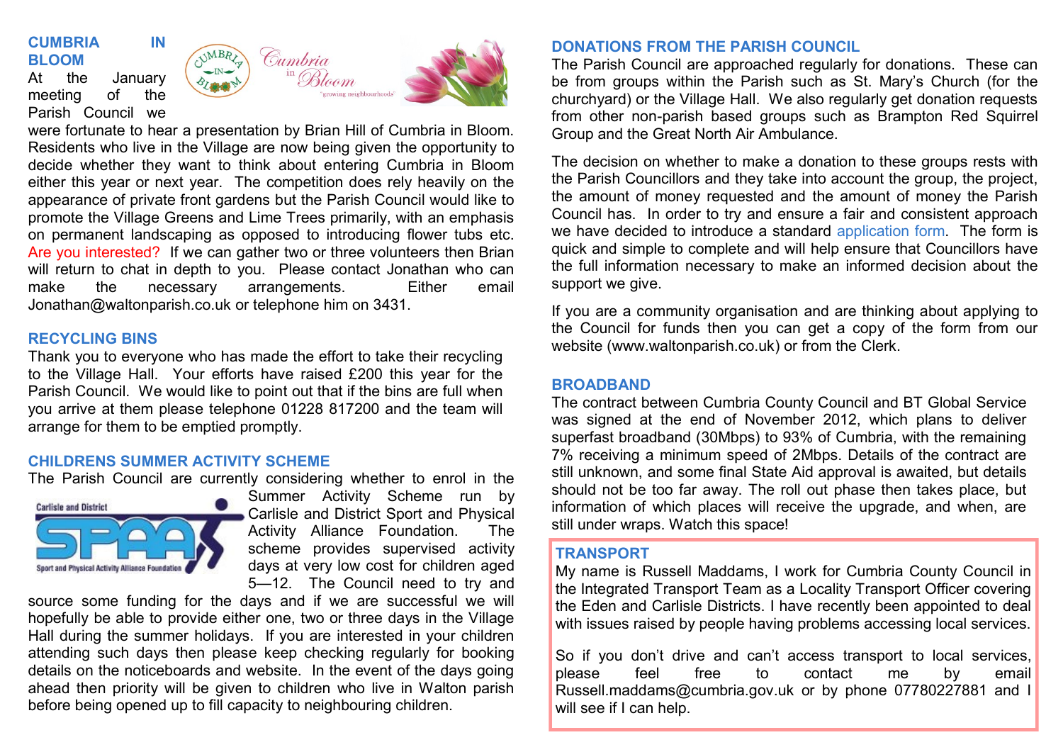## CUMBRIA IN BLOOM

At the January meeting of the Parish Council we were fortunate to hear a presentation by Brian Hill of Cumbria in Bloom. Residents who live in the Village are now being given the opportunity to decide whether they want to think about entering Cumbria in Bloom either this year or next year. The competition does rely heavily on the appearance of private front gardens but the Parish Council would like to promote the Village Greens and Lime Trees primarily, with an emphasis on permanent landscaping as opposed to introducing flower tubs etc. Are you interested? If we can gather two or three volunteers then Brian will return to chat in depth to you. Please contact Jonathan who can make the necessary arrangements. Either email Jonathan@waltonparish.co.uk or telephone him on 3431.

## RECYCLING BINS

Thank you to everyone who has made the effort to take their recycling to the Village Hall. Your efforts have raised £200 this year for the Parish Council. We would like to point out that if the bins are full when you arrive at them please telephone 01228 817200 and the team will arrange for them to be emptied promptly.

## CHILDRENS SUMMER ACTIVITY SCHEME

The Parish Council are currently considering whether to enrol in the Summer Activity Scheme run by Carlisle and District Sport and Physical Activity Alliance Foundation. The scheme provides supervised activity days at very low cost for children aged 5—12. The Council need to try and source some funding for the days and if we are successful we will hopefully be able to provide either one, two or three days in the Village Hall during the summer holidays. If you are interested in your children attending such days then please keep checking regularly for booking details on the noticeboards and website. In the event of the days going ahead then priority will be given to children who live in Walton parish before being opened up to fill capacity to neighbouring children.

## DONATIONS FROM THE PARISH COUNCIL

The Parish Council are approached regularly for donations. These can be from groups within the Parish such as St. Mary's Church (for the churchyard) or the Village Hall. We also regularly get donation requests from other non-parish based groups such as Brampton Red Squirrel Group and the Great North Air Ambulance.

The decision on whether to make a donation to these groups rests with the Parish Councillors and they take into account the group, the project, the amount of money requested and the amount of money the Parish Council has. In order to try and ensure a fair and consistent approach we have decided to introduce a standard application form. The form is quick and simple to complete and will help ensure that Councillors have the full information necessary to make an informed decision about the support we give.

If you are a community organisation and are thinking about applying to the Council for funds then you can get a copy of the form from our website (www.waltonparish.co.uk) or from the Clerk.

## BROADBAND

The contract between Cumbria County Council and BT Global Service was signed at the end of November 2012, which plans to deliver superfast broadband (30Mbps) to 93% of Cumbria, with the remaining 7% receiving a minimum speed of 2Mbps. Details of the contract are still unknown, and some final State Aid approval is awaited, but details should not be too far away. The roll out phase then takes place, but information of which places will receive the upgrade, and when, are still under wraps. Watch this space!

## TRANSPORT

My name is Russell Maddams, I work for Cumbria County Council in the Integrated Transport Team as a Locality Transport Officer covering the Eden and Carlisle Districts. I have recently been appointed to deal with issues raised by people having problems accessing local services.

So if you don't drive and can't access transport to local services, please feel free to contact me by email Russell.maddams@cumbria.gov.uk or by phone 07780227881 and I will see if I can help.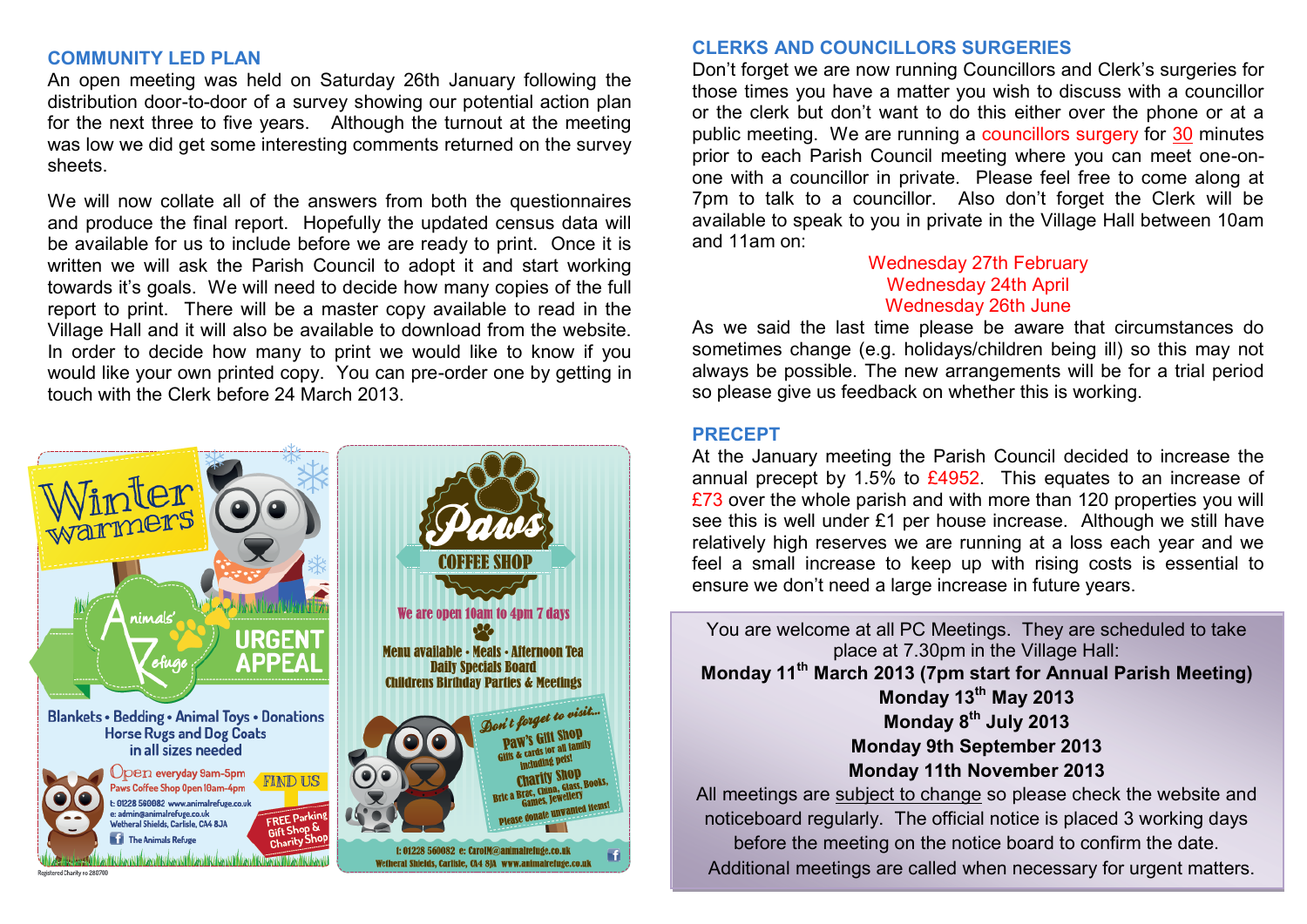## COMMUNITY LED PLAN

An open meeting was held on Saturday 26th January following the distribution door-to-door of a survey showing our potential action plan for the next three to five years. Although the turnout at the meeting was low we did get some interesting comments returned on the survey sheets.

We will now collate all of the answers from both the questionnaires and produce the final report. Hopefully the updated census data will be available for us to include before we are ready to print. Once it is written we will ask the Parish Council to adopt it and start working towards it's goals. We will need to decide how many copies of the full report to print. There will be a master copy available to read in the Village Hall and it will also be available to download from the website. In order to decide how many to print we would like to know if you would like your own printed copy. You can pre-order one by getting in touch with the Clerk before 24 March 2013.

Winter warmers

Animals' Refuge

URGENT APPEAL

Blankets • Bedding • Animal Toys • Donations
Horse Rugs and Dog Coats
in all sizes needed

Open everyday 9am-5pm
Paws Coffee Shop Open 10am-4pm
t: 01228 560082 www.animalrefuge.co.uk
e: admin@animalrefuge.co.uk
Wetheral Shields, Carlisle, CA4 8JA
The Animals Refuge

FIND US

FREE Parking
Gift Shop &
Charity Shop

Registered Charity no 280700

Paws

COFFEE SHOP

We are open 10am to 4pm 7 days

Menu available • Meals • Afternoon Tea
Daily Specials Board
Childrens Birthday Parties & Meetings

Don't forget to visit...
Paw's Gift Shop
Gifts & cards for all family including pets!
Charity Shop
Bric a Brac, China, Glass, Books, Games, Jewellery
Please donate unwanted items!

t: 01228 560082 e: CarolM@animalrefuge.co.uk
Wetheral Shields, Carlisle, CA4 8JA www.animalrefuge.co.uk

## CLERKS AND COUNCILLORS SURGERIES

Don't forget we are now running Councillors and Clerk's surgeries for those times you have a matter you wish to discuss with a councillor or the clerk but don't want to do this either over the phone or at a public meeting. We are running a councillors surgery for 30 minutes prior to each Parish Council meeting where you can meet one-on-one with a councillor in private. Please feel free to come along at 7pm to talk to a councillor. Also don't forget the Clerk will be available to speak to you in private in the Village Hall between 10am and 11am on:

Wednesday 27th February
Wednesday 24th April
Wednesday 26th June

As we said the last time please be aware that circumstances do sometimes change (e.g. holidays/children being ill) so this may not always be possible. The new arrangements will be for a trial period so please give us feedback on whether this is working.

## PRECEPT

At the January meeting the Parish Council decided to increase the annual precept by 1.5% to £4952. This equates to an increase of £73 over the whole parish and with more than 120 properties you will see this is well under £1 per house increase. Although we still have relatively high reserves we are running at a loss each year and we feel a small increase to keep up with rising costs is essential to ensure we don't need a large increase in future years.

You are welcome at all PC Meetings. They are scheduled to take place at 7.30pm in the Village Hall:

**Monday 11th March 2013 (7pm start for Annual Parish Meeting)**
**Monday 13th May 2013**
**Monday 8th July 2013**
**Monday 9th September 2013**
**Monday 11th November 2013**

All meetings are subject to change so please check the website and noticeboard regularly. The official notice is placed 3 working days before the meeting on the notice board to confirm the date. Additional meetings are called when necessary for urgent matters.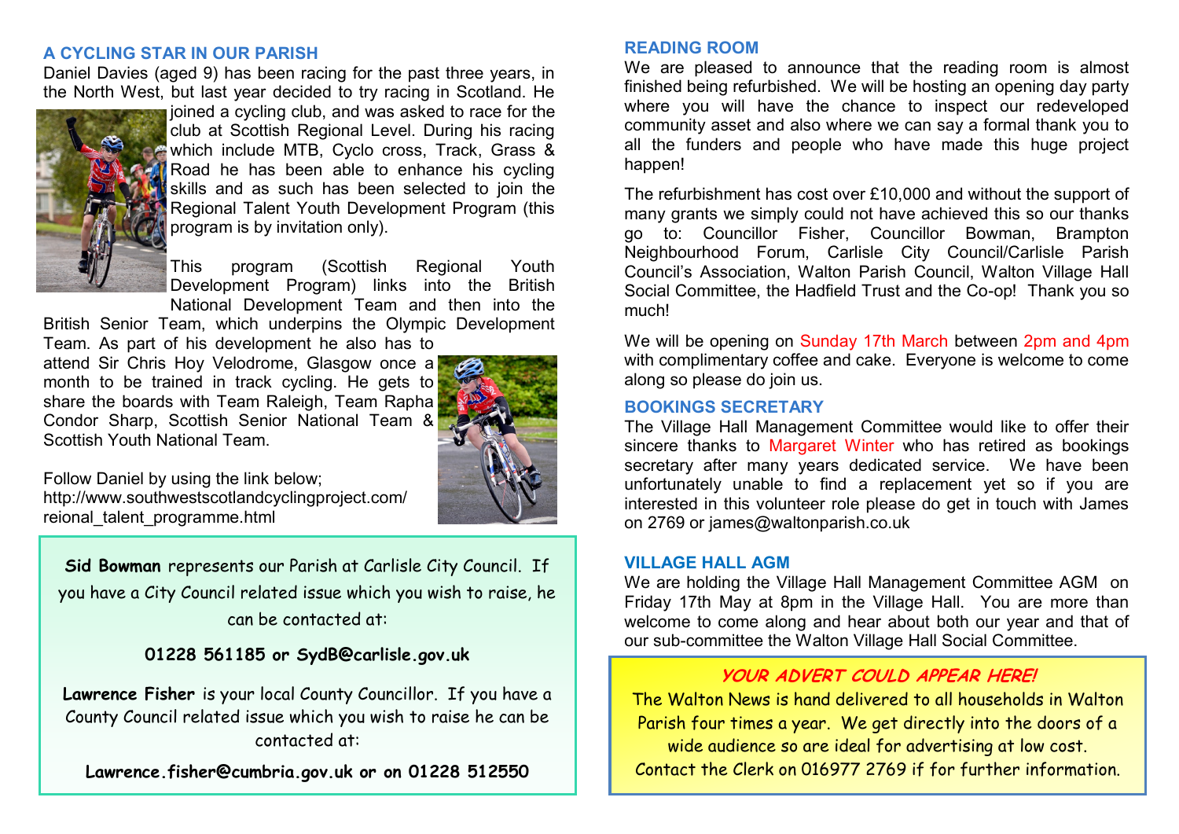## A CYCLING STAR IN OUR PARISH

Daniel Davies (aged 9) has been racing for the past three years, in the North West, but last year decided to try racing in Scotland. He joined a cycling club, and was asked to race for the club at Scottish Regional Level. During his racing which include MTB, Cyclo cross, Track, Grass & Road he has been able to enhance his cycling skills and as such has been selected to join the Regional Talent Youth Development Program (this program is by invitation only).

This program (Scottish Regional Youth Development Program) links into the British National Development Team and then into the British Senior Team, which underpins the Olympic Development Team. As part of his development he also has to attend Sir Chris Hoy Velodrome, Glasgow once a month to be trained in track cycling. He gets to share the boards with Team Raleigh, Team Rapha Condor Sharp, Scottish Senior National Team & Scottish Youth National Team.

Follow Daniel by using the link below;
http://www.southwestscotlandcyclingproject.com/reional_talent_programme.html

**Sid Bowman** represents our Parish at Carlisle City Council. If you have a City Council related issue which you wish to raise, he can be contacted at:

**01228 561185 or SydB@carlisle.gov.uk**

**Lawrence Fisher** is your local County Councillor. If you have a County Council related issue which you wish to raise he can be contacted at:

**Lawrence.fisher@cumbria.gov.uk or on 01228 512550**

## READING ROOM

We are pleased to announce that the reading room is almost finished being refurbished. We will be hosting an opening day party where you will have the chance to inspect our redeveloped community asset and also where we can say a formal thank you to all the funders and people who have made this huge project happen!

The refurbishment has cost over £10,000 and without the support of many grants we simply could not have achieved this so our thanks go to: Councillor Fisher, Councillor Bowman, Brampton Neighbourhood Forum, Carlisle City Council/Carlisle Parish Council's Association, Walton Parish Council, Walton Village Hall Social Committee, the Hadfield Trust and the Co-op! Thank you so much!

We will be opening on Sunday 17th March between 2pm and 4pm with complimentary coffee and cake. Everyone is welcome to come along so please do join us.

## BOOKINGS SECRETARY

The Village Hall Management Committee would like to offer their sincere thanks to Margaret Winter who has retired as bookings secretary after many years dedicated service. We have been unfortunately unable to find a replacement yet so if you are interested in this volunteer role please do get in touch with James on 2769 or james@waltonparish.co.uk

## VILLAGE HALL AGM

We are holding the Village Hall Management Committee AGM on Friday 17th May at 8pm in the Village Hall. You are more than welcome to come along and hear about both our year and that of our sub-committee the Walton Village Hall Social Committee.

***YOUR ADVERT COULD APPEAR HERE!***

The Walton News is hand delivered to all households in Walton Parish four times a year. We get directly into the doors of a wide audience so are ideal for advertising at low cost. Contact the Clerk on 016977 2769 if for further information.